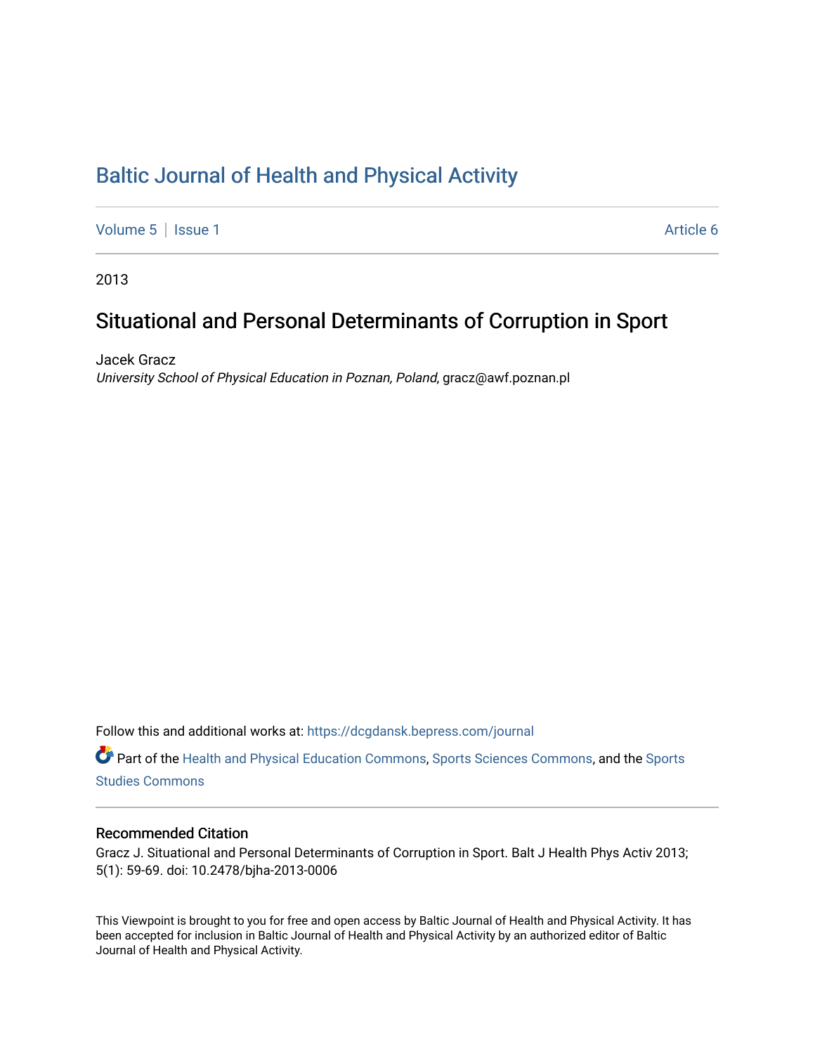# Baltic Journal of Health and Physical Activity

Volume 5 | Issue 1 Article 6

2013

## Situational and Personal Determinants of Corruption in Sport

Jacek Gracz
*University School of Physical Education in Poznan, Poland*, gracz@awf.poznan.pl

Follow this and additional works at: https://dcgdansk.bepress.com/journal

Part of the Health and Physical Education Commons, Sports Sciences Commons, and the Sports Studies Commons

### Recommended Citation

Gracz J. Situational and Personal Determinants of Corruption in Sport. Balt J Health Phys Activ 2013; 5(1): 59-69. doi: 10.2478/bjha-2013-0006

This Viewpoint is brought to you for free and open access by Baltic Journal of Health and Physical Activity. It has been accepted for inclusion in Baltic Journal of Health and Physical Activity by an authorized editor of Baltic Journal of Health and Physical Activity.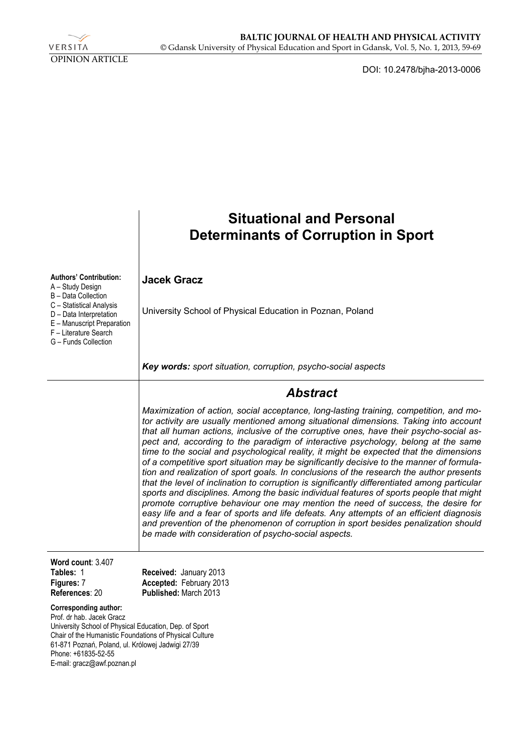OPINION ARTICLE

DOI: 10.2478/bjha-2013-0006

# Situational and Personal Determinants of Corruption in Sport

**Authors' Contribution:**
A – Study Design
B – Data Collection
C – Statistical Analysis
D – Data Interpretation
E – Manuscript Preparation
F – Literature Search
G – Funds Collection

**Jacek Gracz**

University School of Physical Education in Poznan, Poland

***Key words:*** *sport situation, corruption, psycho-social aspects*

## *Abstract*

*Maximization of action, social acceptance, long-lasting training, competition, and motor activity are usually mentioned among situational dimensions. Taking into account that all human actions, inclusive of the corruptive ones, have their psycho-social aspect and, according to the paradigm of interactive psychology, belong at the same time to the social and psychological reality, it might be expected that the dimensions of a competitive sport situation may be significantly decisive to the manner of formulation and realization of sport goals. In conclusions of the research the author presents that the level of inclination to corruption is significantly differentiated among particular sports and disciplines. Among the basic individual features of sports people that might promote corruptive behaviour one may mention the need of success, the desire for easy life and a fear of sports and life defeats. Any attempts of an efficient diagnosis and prevention of the phenomenon of corruption in sport besides penalization should be made with consideration of psycho-social aspects.*

**Word count**: 3.407
**Tables:** 1
**Figures:** 7
**References**: 20

**Received:** January 2013
**Accepted:** February 2013
**Published:** March 2013

**Corresponding author:**
Prof. dr hab. Jacek Gracz
University School of Physical Education, Dep. of Sport
Chair of the Humanistic Foundations of Physical Culture
61-871 Poznań, Poland, ul. Królowej Jadwigi 27/39
Phone: +61835-52-55
E-mail: gracz@awf.poznan.pl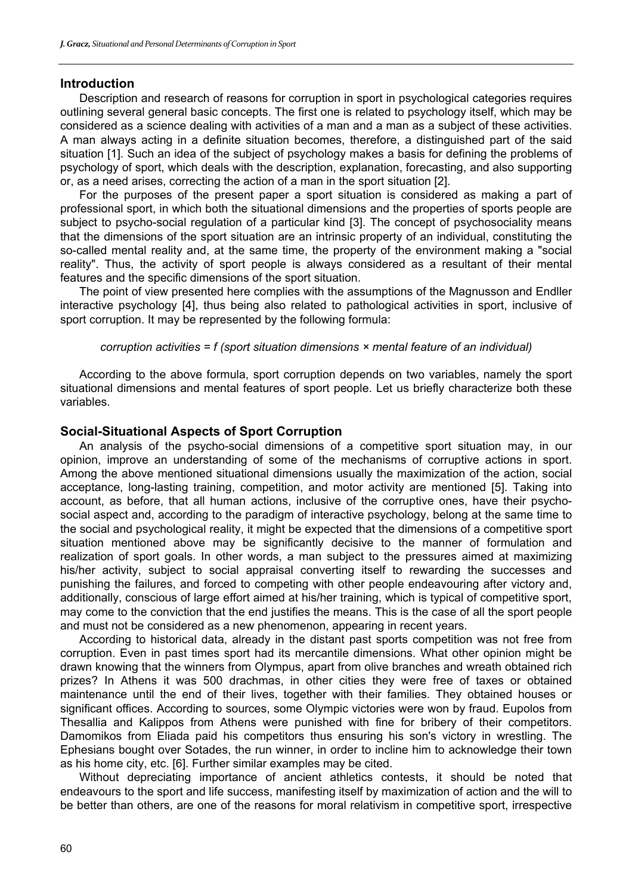## Introduction

Description and research of reasons for corruption in sport in psychological categories requires outlining several general basic concepts. The first one is related to psychology itself, which may be considered as a science dealing with activities of a man and a man as a subject of these activities. A man always acting in a definite situation becomes, therefore, a distinguished part of the said situation [1]. Such an idea of the subject of psychology makes a basis for defining the problems of psychology of sport, which deals with the description, explanation, forecasting, and also supporting or, as a need arises, correcting the action of a man in the sport situation [2].

For the purposes of the present paper a sport situation is considered as making a part of professional sport, in which both the situational dimensions and the properties of sports people are subject to psycho-social regulation of a particular kind [3]. The concept of psychosociality means that the dimensions of the sport situation are an intrinsic property of an individual, constituting the so-called mental reality and, at the same time, the property of the environment making a "social reality". Thus, the activity of sport people is always considered as a resultant of their mental features and the specific dimensions of the sport situation.

The point of view presented here complies with the assumptions of the Magnusson and Endller interactive psychology [4], thus being also related to pathological activities in sport, inclusive of sport corruption. It may be represented by the following formula:

*corruption activities = f (sport situation dimensions × mental feature of an individual)*

According to the above formula, sport corruption depends on two variables, namely the sport situational dimensions and mental features of sport people. Let us briefly characterize both these variables.

## Social-Situational Aspects of Sport Corruption

An analysis of the psycho-social dimensions of a competitive sport situation may, in our opinion, improve an understanding of some of the mechanisms of corruptive actions in sport. Among the above mentioned situational dimensions usually the maximization of the action, social acceptance, long-lasting training, competition, and motor activity are mentioned [5]. Taking into account, as before, that all human actions, inclusive of the corruptive ones, have their psycho-social aspect and, according to the paradigm of interactive psychology, belong at the same time to the social and psychological reality, it might be expected that the dimensions of a competitive sport situation mentioned above may be significantly decisive to the manner of formulation and realization of sport goals. In other words, a man subject to the pressures aimed at maximizing his/her activity, subject to social appraisal converting itself to rewarding the successes and punishing the failures, and forced to competing with other people endeavouring after victory and, additionally, conscious of large effort aimed at his/her training, which is typical of competitive sport, may come to the conviction that the end justifies the means. This is the case of all the sport people and must not be considered as a new phenomenon, appearing in recent years.

According to historical data, already in the distant past sports competition was not free from corruption. Even in past times sport had its mercantile dimensions. What other opinion might be drawn knowing that the winners from Olympus, apart from olive branches and wreath obtained rich prizes? In Athens it was 500 drachmas, in other cities they were free of taxes or obtained maintenance until the end of their lives, together with their families. They obtained houses or significant offices. According to sources, some Olympic victories were won by fraud. Eupolos from Thesallia and Kalippos from Athens were punished with fine for bribery of their competitors. Damomikos from Eliada paid his competitors thus ensuring his son's victory in wrestling. The Ephesians bought over Sotades, the run winner, in order to incline him to acknowledge their town as his home city, etc. [6]. Further similar examples may be cited.

Without depreciating importance of ancient athletics contests, it should be noted that endeavours to the sport and life success, manifesting itself by maximization of action and the will to be better than others, are one of the reasons for moral relativism in competitive sport, irrespective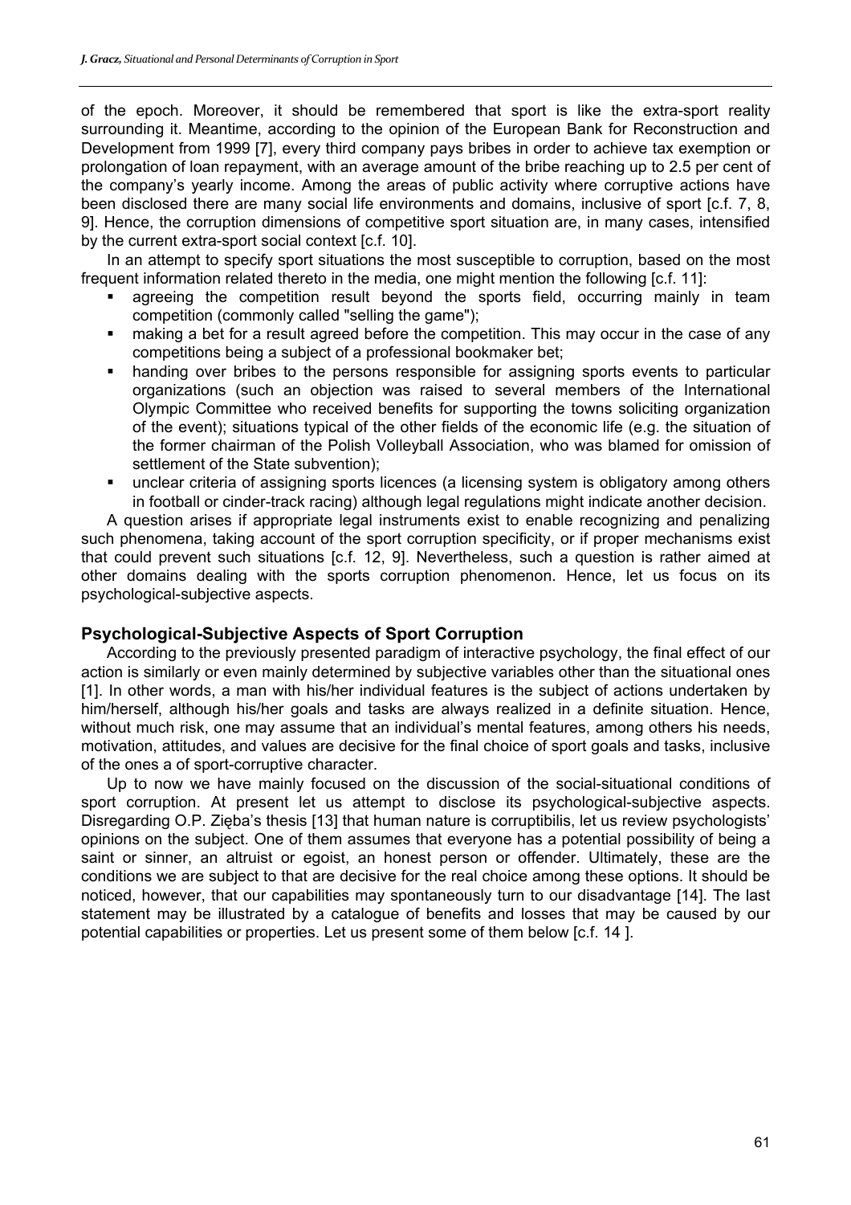of the epoch. Moreover, it should be remembered that sport is like the extra-sport reality surrounding it. Meantime, according to the opinion of the European Bank for Reconstruction and Development from 1999 [7], every third company pays bribes in order to achieve tax exemption or prolongation of loan repayment, with an average amount of the bribe reaching up to 2.5 per cent of the company's yearly income. Among the areas of public activity where corruptive actions have been disclosed there are many social life environments and domains, inclusive of sport [c.f. 7, 8, 9]. Hence, the corruption dimensions of competitive sport situation are, in many cases, intensified by the current extra-sport social context [c.f. 10].

In an attempt to specify sport situations the most susceptible to corruption, based on the most frequent information related thereto in the media, one might mention the following [c.f. 11]:

- agreeing the competition result beyond the sports field, occurring mainly in team competition (commonly called "selling the game");
- making a bet for a result agreed before the competition. This may occur in the case of any competitions being a subject of a professional bookmaker bet;
- handing over bribes to the persons responsible for assigning sports events to particular organizations (such an objection was raised to several members of the International Olympic Committee who received benefits for supporting the towns soliciting organization of the event); situations typical of the other fields of the economic life (e.g. the situation of the former chairman of the Polish Volleyball Association, who was blamed for omission of settlement of the State subvention);
- unclear criteria of assigning sports licences (a licensing system is obligatory among others in football or cinder-track racing) although legal regulations might indicate another decision.

A question arises if appropriate legal instruments exist to enable recognizing and penalizing such phenomena, taking account of the sport corruption specificity, or if proper mechanisms exist that could prevent such situations [c.f. 12, 9]. Nevertheless, such a question is rather aimed at other domains dealing with the sports corruption phenomenon. Hence, let us focus on its psychological-subjective aspects.

## Psychological-Subjective Aspects of Sport Corruption

According to the previously presented paradigm of interactive psychology, the final effect of our action is similarly or even mainly determined by subjective variables other than the situational ones [1]. In other words, a man with his/her individual features is the subject of actions undertaken by him/herself, although his/her goals and tasks are always realized in a definite situation. Hence, without much risk, one may assume that an individual's mental features, among others his needs, motivation, attitudes, and values are decisive for the final choice of sport goals and tasks, inclusive of the ones a of sport-corruptive character.

Up to now we have mainly focused on the discussion of the social-situational conditions of sport corruption. At present let us attempt to disclose its psychological-subjective aspects. Disregarding O.P. Zięba's thesis [13] that human nature is corruptibilis, let us review psychologists' opinions on the subject. One of them assumes that everyone has a potential possibility of being a saint or sinner, an altruist or egoist, an honest person or offender. Ultimately, these are the conditions we are subject to that are decisive for the real choice among these options. It should be noticed, however, that our capabilities may spontaneously turn to our disadvantage [14]. The last statement may be illustrated by a catalogue of benefits and losses that may be caused by our potential capabilities or properties. Let us present some of them below [c.f. 14 ].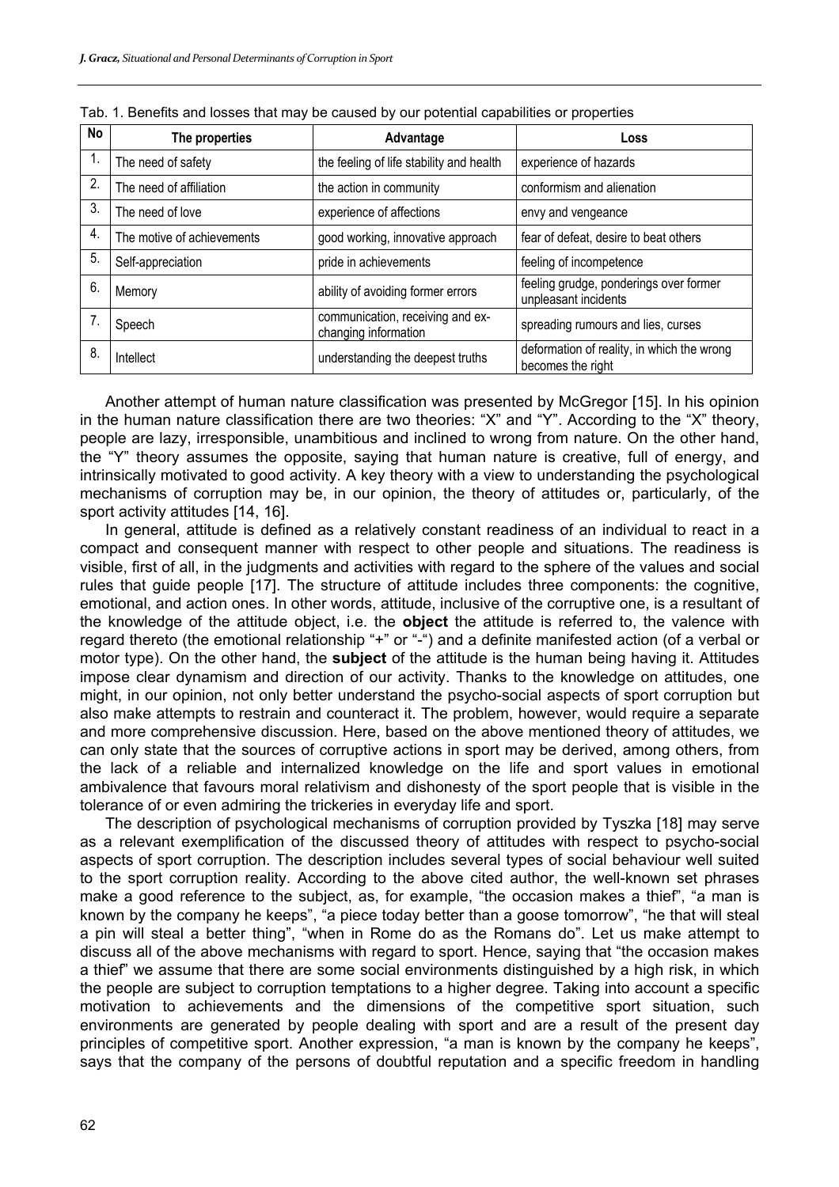Tab. 1. Benefits and losses that may be caused by our potential capabilities or properties

| No | The properties | Advantage | Loss |
|---|---|---|---|
| 1. | The need of safety | the feeling of life stability and health | experience of hazards |
| 2. | The need of affiliation | the action in community | conformism and alienation |
| 3. | The need of love | experience of affections | envy and vengeance |
| 4. | The motive of achievements | good working, innovative approach | fear of defeat, desire to beat others |
| 5. | Self-appreciation | pride in achievements | feeling of incompetence |
| 6. | Memory | ability of avoiding former errors | feeling grudge, ponderings over former unpleasant incidents |
| 7. | Speech | communication, receiving and ex-changing information | spreading rumours and lies, curses |
| 8. | Intellect | understanding the deepest truths | deformation of reality, in which the wrong becomes the right |

Another attempt of human nature classification was presented by McGregor [15]. In his opinion in the human nature classification there are two theories: "X" and "Y". According to the "X" theory, people are lazy, irresponsible, unambitious and inclined to wrong from nature. On the other hand, the "Y" theory assumes the opposite, saying that human nature is creative, full of energy, and intrinsically motivated to good activity. A key theory with a view to understanding the psychological mechanisms of corruption may be, in our opinion, the theory of attitudes or, particularly, of the sport activity attitudes [14, 16].

In general, attitude is defined as a relatively constant readiness of an individual to react in a compact and consequent manner with respect to other people and situations. The readiness is visible, first of all, in the judgments and activities with regard to the sphere of the values and social rules that guide people [17]. The structure of attitude includes three components: the cognitive, emotional, and action ones. In other words, attitude, inclusive of the corruptive one, is a resultant of the knowledge of the attitude object, i.e. the **object** the attitude is referred to, the valence with regard thereto (the emotional relationship "+" or "-") and a definite manifested action (of a verbal or motor type). On the other hand, the **subject** of the attitude is the human being having it. Attitudes impose clear dynamism and direction of our activity. Thanks to the knowledge on attitudes, one might, in our opinion, not only better understand the psycho-social aspects of sport corruption but also make attempts to restrain and counteract it. The problem, however, would require a separate and more comprehensive discussion. Here, based on the above mentioned theory of attitudes, we can only state that the sources of corruptive actions in sport may be derived, among others, from the lack of a reliable and internalized knowledge on the life and sport values in emotional ambivalence that favours moral relativism and dishonesty of the sport people that is visible in the tolerance of or even admiring the trickeries in everyday life and sport.

The description of psychological mechanisms of corruption provided by Tyszka [18] may serve as a relevant exemplification of the discussed theory of attitudes with respect to psycho-social aspects of sport corruption. The description includes several types of social behaviour well suited to the sport corruption reality. According to the above cited author, the well-known set phrases make a good reference to the subject, as, for example, "the occasion makes a thief", "a man is known by the company he keeps", "a piece today better than a goose tomorrow", "he that will steal a pin will steal a better thing", "when in Rome do as the Romans do". Let us make attempt to discuss all of the above mechanisms with regard to sport. Hence, saying that "the occasion makes a thief" we assume that there are some social environments distinguished by a high risk, in which the people are subject to corruption temptations to a higher degree. Taking into account a specific motivation to achievements and the dimensions of the competitive sport situation, such environments are generated by people dealing with sport and are a result of the present day principles of competitive sport. Another expression, "a man is known by the company he keeps", says that the company of the persons of doubtful reputation and a specific freedom in handling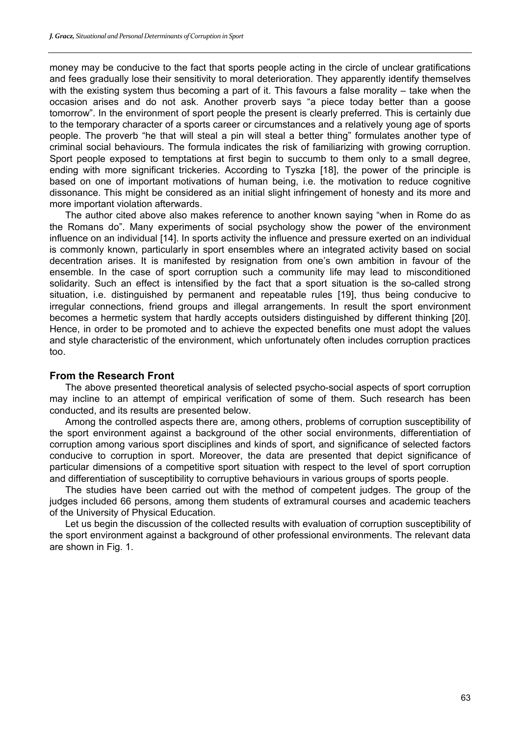money may be conducive to the fact that sports people acting in the circle of unclear gratifications and fees gradually lose their sensitivity to moral deterioration. They apparently identify themselves with the existing system thus becoming a part of it. This favours a false morality – take when the occasion arises and do not ask. Another proverb says "a piece today better than a goose tomorrow". In the environment of sport people the present is clearly preferred. This is certainly due to the temporary character of a sports career or circumstances and a relatively young age of sports people. The proverb "he that will steal a pin will steal a better thing" formulates another type of criminal social behaviours. The formula indicates the risk of familiarizing with growing corruption. Sport people exposed to temptations at first begin to succumb to them only to a small degree, ending with more significant trickeries. According to Tyszka [18], the power of the principle is based on one of important motivations of human being, i.e. the motivation to reduce cognitive dissonance. This might be considered as an initial slight infringement of honesty and its more and more important violation afterwards.

The author cited above also makes reference to another known saying "when in Rome do as the Romans do". Many experiments of social psychology show the power of the environment influence on an individual [14]. In sports activity the influence and pressure exerted on an individual is commonly known, particularly in sport ensembles where an integrated activity based on social decentration arises. It is manifested by resignation from one's own ambition in favour of the ensemble. In the case of sport corruption such a community life may lead to misconditioned solidarity. Such an effect is intensified by the fact that a sport situation is the so-called strong situation, i.e. distinguished by permanent and repeatable rules [19], thus being conducive to irregular connections, friend groups and illegal arrangements. In result the sport environment becomes a hermetic system that hardly accepts outsiders distinguished by different thinking [20]. Hence, in order to be promoted and to achieve the expected benefits one must adopt the values and style characteristic of the environment, which unfortunately often includes corruption practices too.

## From the Research Front

The above presented theoretical analysis of selected psycho-social aspects of sport corruption may incline to an attempt of empirical verification of some of them. Such research has been conducted, and its results are presented below.

Among the controlled aspects there are, among others, problems of corruption susceptibility of the sport environment against a background of the other social environments, differentiation of corruption among various sport disciplines and kinds of sport, and significance of selected factors conducive to corruption in sport. Moreover, the data are presented that depict significance of particular dimensions of a competitive sport situation with respect to the level of sport corruption and differentiation of susceptibility to corruptive behaviours in various groups of sports people.

The studies have been carried out with the method of competent judges. The group of the judges included 66 persons, among them students of extramural courses and academic teachers of the University of Physical Education.

Let us begin the discussion of the collected results with evaluation of corruption susceptibility of the sport environment against a background of other professional environments. The relevant data are shown in Fig. 1.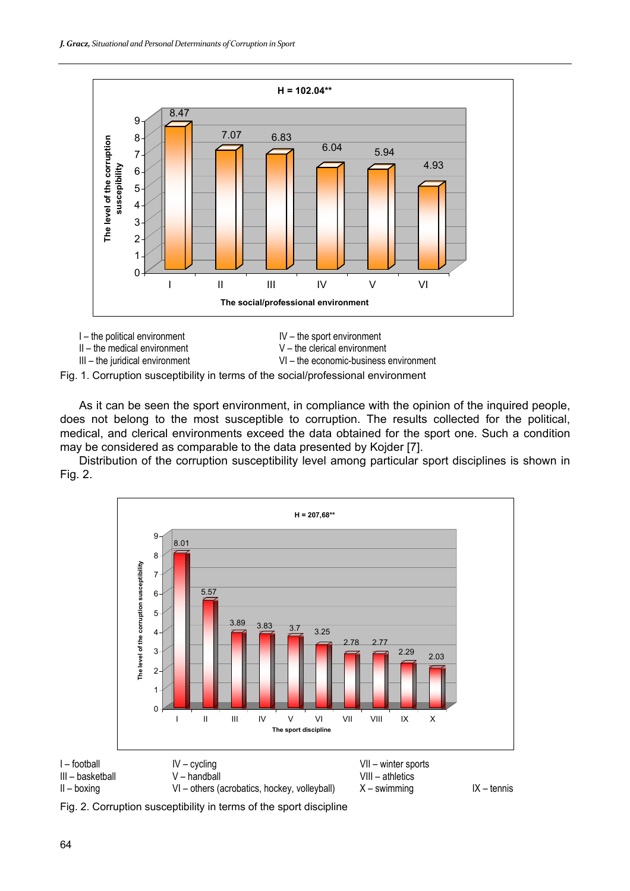I – the political environment
II – the medical environment
III – the juridical environment
IV – the sport environment
V – the clerical environment
VI – the economic-business environment

Fig. 1. Corruption susceptibility in terms of the social/professional environment

As it can be seen the sport environment, in compliance with the opinion of the inquired people, does not belong to the most susceptible to corruption. The results collected for the political, medical, and clerical environments exceed the data obtained for the sport one. Such a condition may be considered as comparable to the data presented by Kojder [7].

Distribution of the corruption susceptibility level among particular sport disciplines is shown in Fig. 2.

I – football
III – basketball
II – boxing
IV – cycling
V – handball
VI – others (acrobatics, hockey, volleyball)
VII – winter sports
VIII – athletics
X – swimming
IX – tennis

Fig. 2. Corruption susceptibility in terms of the sport discipline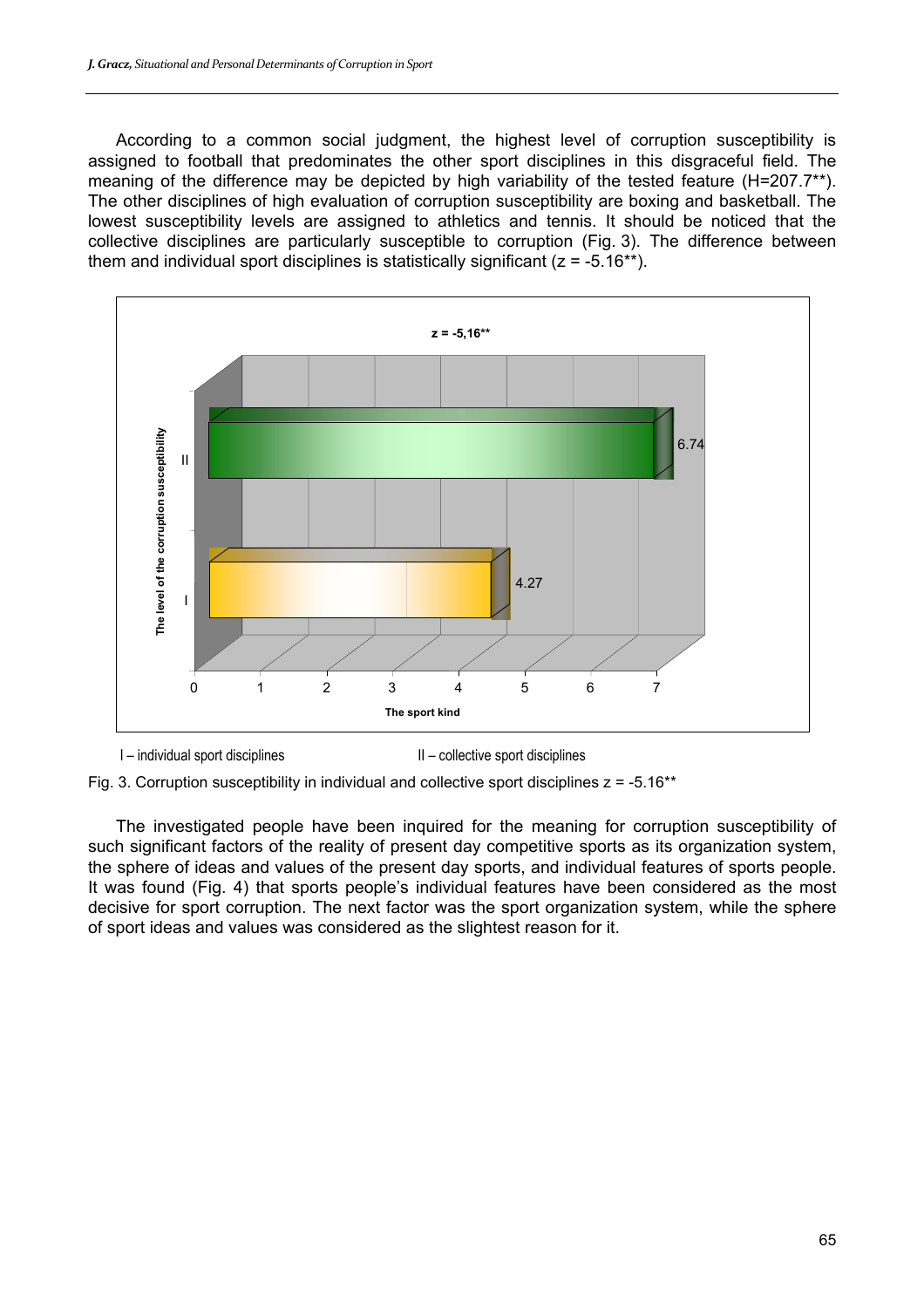According to a common social judgment, the highest level of corruption susceptibility is assigned to football that predominates the other sport disciplines in this disgraceful field. The meaning of the difference may be depicted by high variability of the tested feature (H=207.7**). The other disciplines of high evaluation of corruption susceptibility are boxing and basketball. The lowest susceptibility levels are assigned to athletics and tennis. It should be noticed that the collective disciplines are particularly susceptible to corruption (Fig. 3). The difference between them and individual sport disciplines is statistically significant (z = -5.16**).

I – individual sport disciplines II – collective sport disciplines

Fig. 3. Corruption susceptibility in individual and collective sport disciplines z = -5.16**

The investigated people have been inquired for the meaning for corruption susceptibility of such significant factors of the reality of present day competitive sports as its organization system, the sphere of ideas and values of the present day sports, and individual features of sports people. It was found (Fig. 4) that sports people's individual features have been considered as the most decisive for sport corruption. The next factor was the sport organization system, while the sphere of sport ideas and values was considered as the slightest reason for it.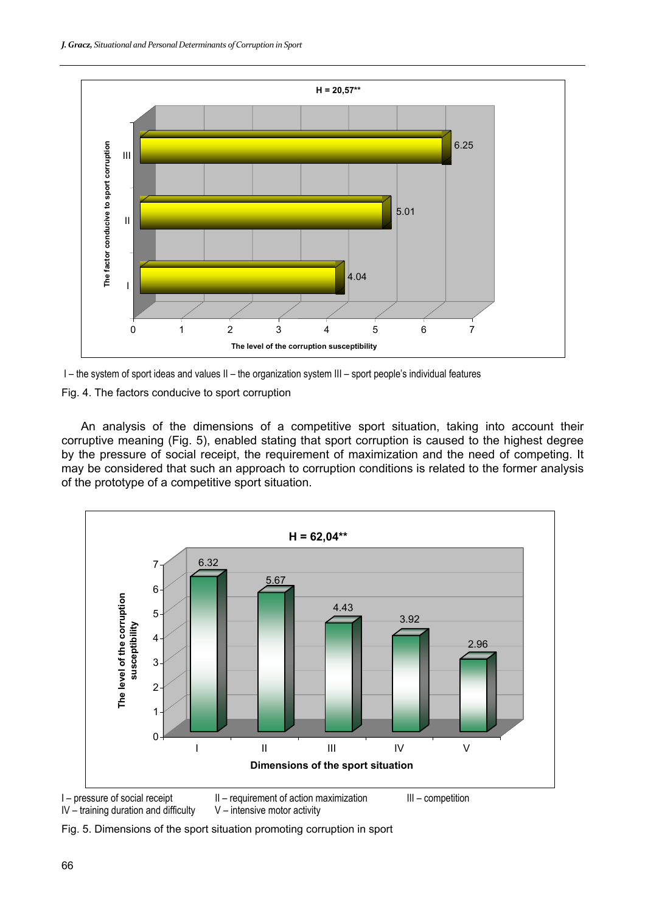I – the system of sport ideas and values II – the organization system III – sport people's individual features

Fig. 4. The factors conducive to sport corruption

An analysis of the dimensions of a competitive sport situation, taking into account their corruptive meaning (Fig. 5), enabled stating that sport corruption is caused to the highest degree by the pressure of social receipt, the requirement of maximization and the need of competing. It may be considered that such an approach to corruption conditions is related to the former analysis of the prototype of a competitive sport situation.

I – pressure of social receipt II – requirement of action maximization III – competition
IV – training duration and difficulty V – intensive motor activity

Fig. 5. Dimensions of the sport situation promoting corruption in sport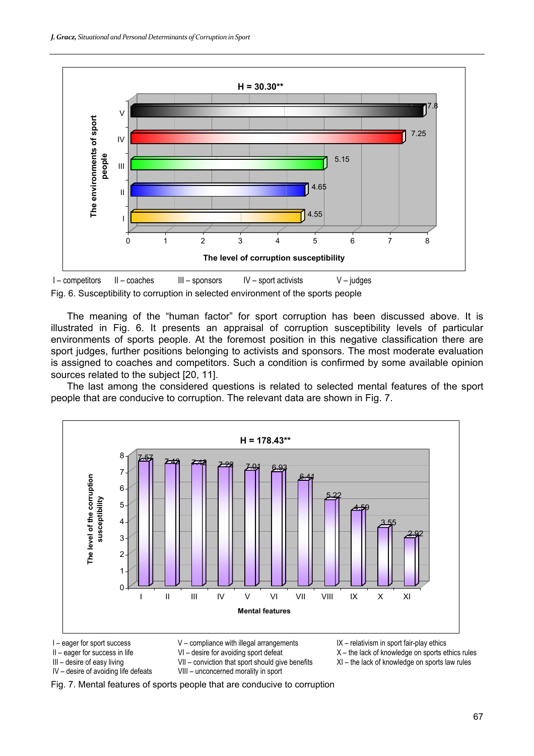I – competitors   II – coaches   III – sponsors   IV – sport activists   V – judges

Fig. 6. Susceptibility to corruption in selected environment of the sports people

The meaning of the "human factor" for sport corruption has been discussed above. It is illustrated in Fig. 6. It presents an appraisal of corruption susceptibility levels of particular environments of sports people. At the foremost position in this negative classification there are sport judges, further positions belonging to activists and sponsors. The most moderate evaluation is assigned to coaches and competitors. Such a condition is confirmed by some available opinion sources related to the subject [20, 11].

The last among the considered questions is related to selected mental features of the sport people that are conducive to corruption. The relevant data are shown in Fig. 7.

I – eager for sport success
II – eager for success in life
III – desire of easy living
IV – desire of avoiding life defeats
V – compliance with illegal arrangements
VI – desire for avoiding sport defeat
VII – conviction that sport should give benefits
VIII – unconcerned morality in sport
IX – relativism in sport fair-play ethics
X – the lack of knowledge on sports ethics rules
XI – the lack of knowledge on sports law rules

Fig. 7. Mental features of sports people that are conducive to corruption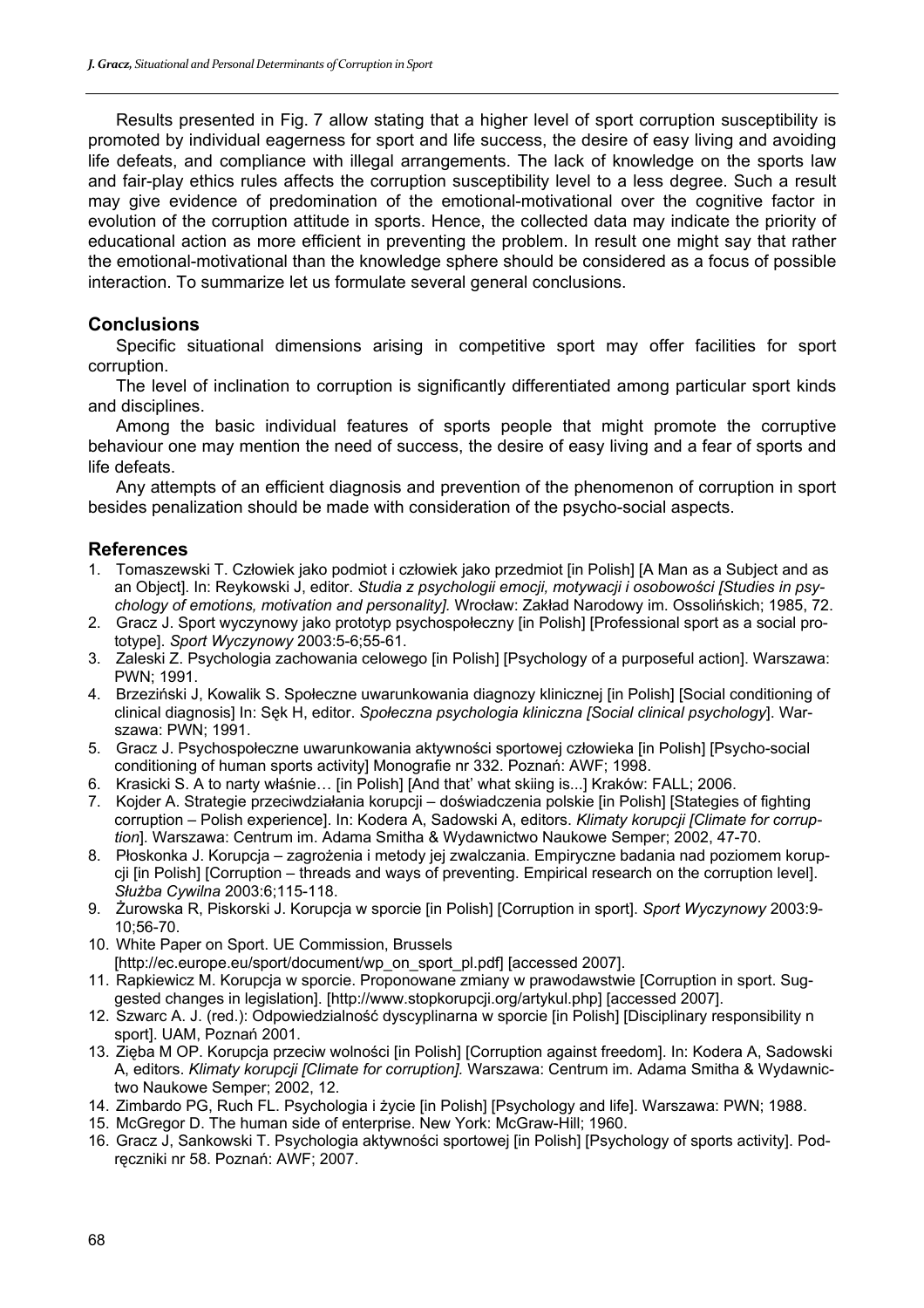Results presented in Fig. 7 allow stating that a higher level of sport corruption susceptibility is promoted by individual eagerness for sport and life success, the desire of easy living and avoiding life defeats, and compliance with illegal arrangements. The lack of knowledge on the sports law and fair-play ethics rules affects the corruption susceptibility level to a less degree. Such a result may give evidence of predomination of the emotional-motivational over the cognitive factor in evolution of the corruption attitude in sports. Hence, the collected data may indicate the priority of educational action as more efficient in preventing the problem. In result one might say that rather the emotional-motivational than the knowledge sphere should be considered as a focus of possible interaction. To summarize let us formulate several general conclusions.

## Conclusions

Specific situational dimensions arising in competitive sport may offer facilities for sport corruption.

The level of inclination to corruption is significantly differentiated among particular sport kinds and disciplines.

Among the basic individual features of sports people that might promote the corruptive behaviour one may mention the need of success, the desire of easy living and a fear of sports and life defeats.

Any attempts of an efficient diagnosis and prevention of the phenomenon of corruption in sport besides penalization should be made with consideration of the psycho-social aspects.

## References

1. Tomaszewski T. Człowiek jako podmiot i człowiek jako przedmiot [in Polish] [A Man as a Subject and as an Object]. In: Reykowski J, editor. *Studia z psychologii emocji, motywacji i osobowości [Studies in psychology of emotions, motivation and personality].* Wrocław: Zakład Narodowy im. Ossolińskich; 1985, 72.
2. Gracz J. Sport wyczynowy jako prototyp psychospołeczny [in Polish] [Professional sport as a social prototype]. *Sport Wyczynowy* 2003:5-6;55-61.
3. Zaleski Z. Psychologia zachowania celowego [in Polish] [Psychology of a purposeful action]. Warszawa: PWN; 1991.
4. Brzeziński J, Kowalik S. Społeczne uwarunkowania diagnozy klinicznej [in Polish] [Social conditioning of clinical diagnosis] In: Sęk H, editor. *Społeczna psychologia kliniczna [Social clinical psychology*]. Warszawa: PWN; 1991.
5. Gracz J. Psychospołeczne uwarunkowania aktywności sportowej człowieka [in Polish] [Psycho-social conditioning of human sports activity] Monografie nr 332. Poznań: AWF; 1998.
6. Krasicki S. A to narty właśnie… [in Polish] [And that' what skiing is...] Kraków: FALL; 2006.
7. Kojder A. Strategie przeciwdziałania korupcji – doświadczenia polskie [in Polish] [Stategies of fighting corruption – Polish experience]. In: Kodera A, Sadowski A, editors. *Klimaty korupcji [Climate for corruption*]. Warszawa: Centrum im. Adama Smitha & Wydawnictwo Naukowe Semper; 2002, 47-70.
8. Płoskonka J. Korupcja – zagrożenia i metody jej zwalczania. Empiryczne badania nad poziomem korupcji [in Polish] [Corruption – threads and ways of preventing. Empirical research on the corruption level]. *Służba Cywilna* 2003:6;115-118.
9. Żurowska R, Piskorski J. Korupcja w sporcie [in Polish] [Corruption in sport]. *Sport Wyczynowy* 2003:9-10;56-70.
10. White Paper on Sport. UE Commission, Brussels [http://ec.europe.eu/sport/document/wp_on_sport_pl.pdf] [accessed 2007].
11. Rapkiewicz M. Korupcja w sporcie. Proponowane zmiany w prawodawstwie [Corruption in sport. Suggested changes in legislation]. [http://www.stopkorupcji.org/artykul.php] [accessed 2007].
12. Szwarc A. J. (red.): Odpowiedzialność dyscyplinarna w sporcie [in Polish] [Disciplinary responsibility n sport]. UAM, Poznań 2001.
13. Zięba M OP. Korupcja przeciw wolności [in Polish] [Corruption against freedom]. In: Kodera A, Sadowski A, editors. *Klimaty korupcji [Climate for corruption].* Warszawa: Centrum im. Adama Smitha & Wydawnictwo Naukowe Semper; 2002, 12.
14. Zimbardo PG, Ruch FL. Psychologia i życie [in Polish] [Psychology and life]. Warszawa: PWN; 1988.
15. McGregor D. The human side of enterprise. New York: McGraw-Hill; 1960.
16. Gracz J, Sankowski T. Psychologia aktywności sportowej [in Polish] [Psychology of sports activity]. Podręczniki nr 58. Poznań: AWF; 2007.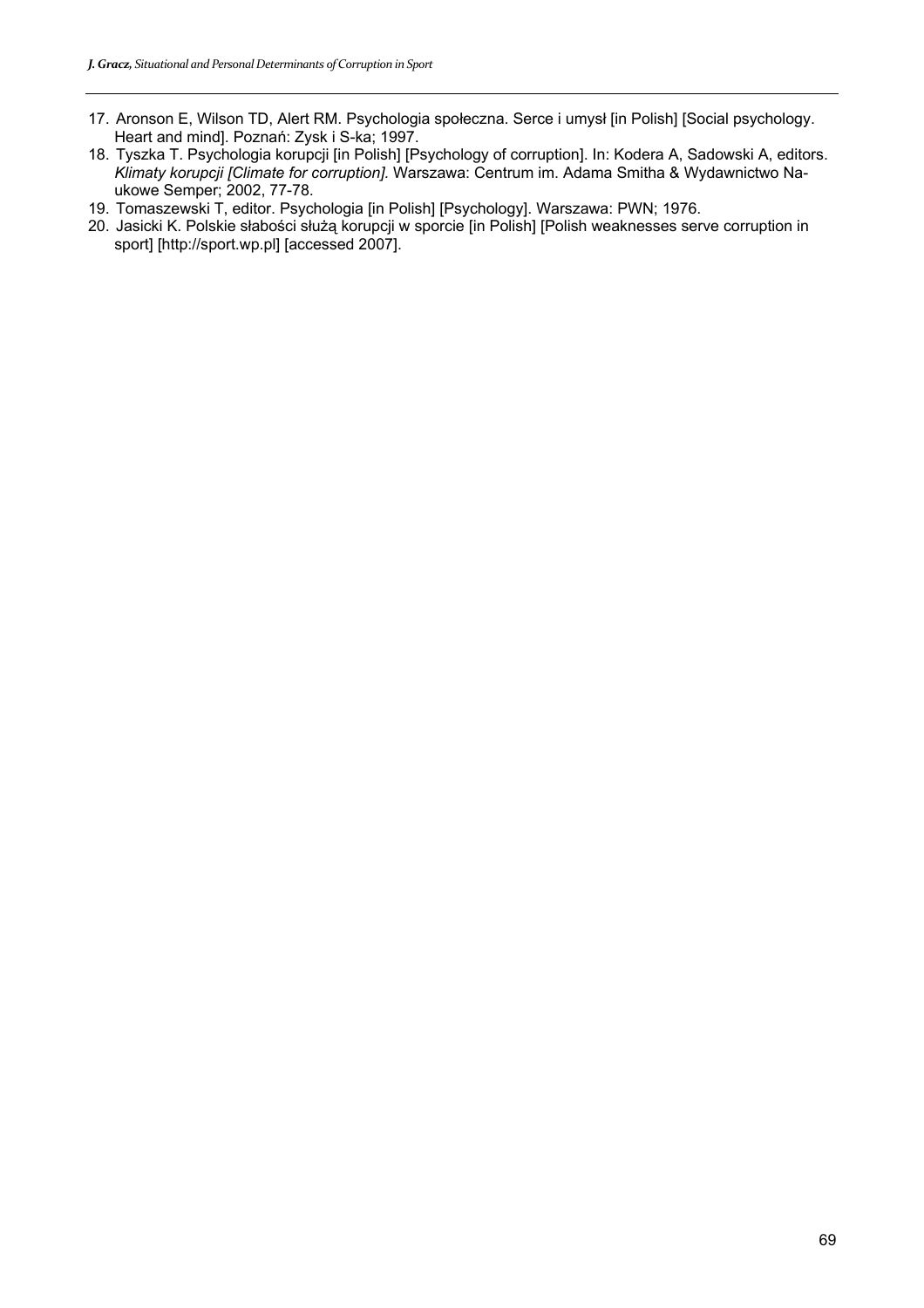17. Aronson E, Wilson TD, Alert RM. Psychologia społeczna. Serce i umysł [in Polish] [Social psychology. Heart and mind]. Poznań: Zysk i S-ka; 1997.
18. Tyszka T. Psychologia korupcji [in Polish] [Psychology of corruption]. In: Kodera A, Sadowski A, editors. *Klimaty korupcji [Climate for corruption].* Warszawa: Centrum im. Adama Smitha & Wydawnictwo Naukowe Semper; 2002, 77-78.
19. Tomaszewski T, editor. Psychologia [in Polish] [Psychology]. Warszawa: PWN; 1976.
20. Jasicki K. Polskie słabości służą korupcji w sporcie [in Polish] [Polish weaknesses serve corruption in sport] [http://sport.wp.pl] [accessed 2007].